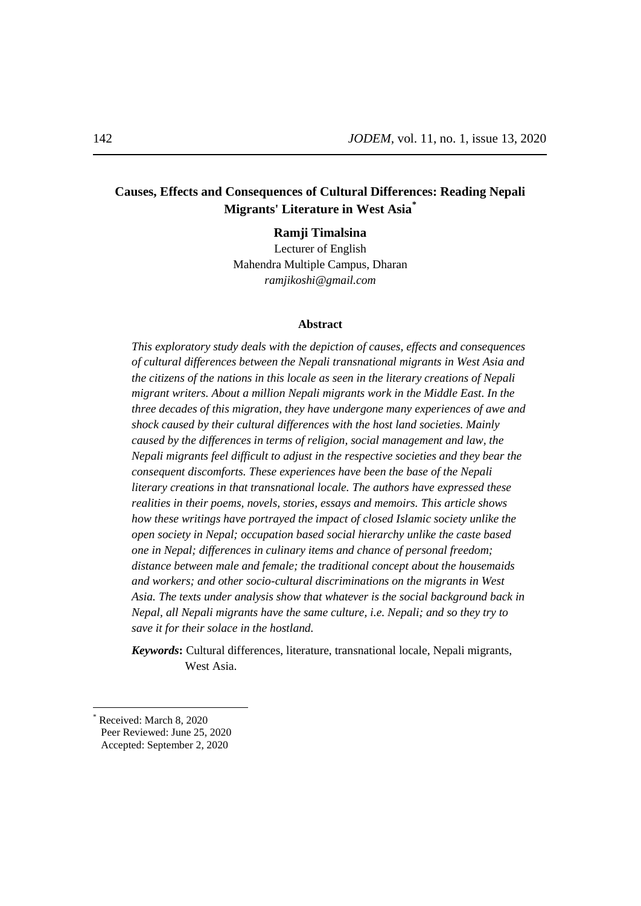# Causes, Effects and Consequences of Cultural Differences: Reading Nepali Migrants' Literature in West Asia[*]

**Ramji Timalsina**

Lecturer of English

Mahendra Multiple Campus, Dharan

*ramjikoshi@gmail.com*

### Abstract

*This exploratory study deals with the depiction of causes, effects and consequences of cultural differences between the Nepali transnational migrants in West Asia and the citizens of the nations in this locale as seen in the literary creations of Nepali migrant writers. About a million Nepali migrants work in the Middle East. In the three decades of this migration, they have undergone many experiences of awe and shock caused by their cultural differences with the host land societies. Mainly caused by the differences in terms of religion, social management and law, the Nepali migrants feel difficult to adjust in the respective societies and they bear the consequent discomforts. These experiences have been the base of the Nepali literary creations in that transnational locale. The authors have expressed these realities in their poems, novels, stories, essays and memoirs. This article shows how these writings have portrayed the impact of closed Islamic society unlike the open society in Nepal; occupation based social hierarchy unlike the caste based one in Nepal; differences in culinary items and chance of personal freedom; distance between male and female; the traditional concept about the housemaids and workers; and other socio-cultural discriminations on the migrants in West Asia. The texts under analysis show that whatever is the social background back in Nepal, all Nepali migrants have the same culture, i.e. Nepali; and so they try to save it for their solace in the hostland.*

***Keywords*:** Cultural differences, literature, transnational locale, Nepali migrants, West Asia.

---

[*] Received: March 8, 2020
Peer Reviewed: June 25, 2020
Accepted: September 2, 2020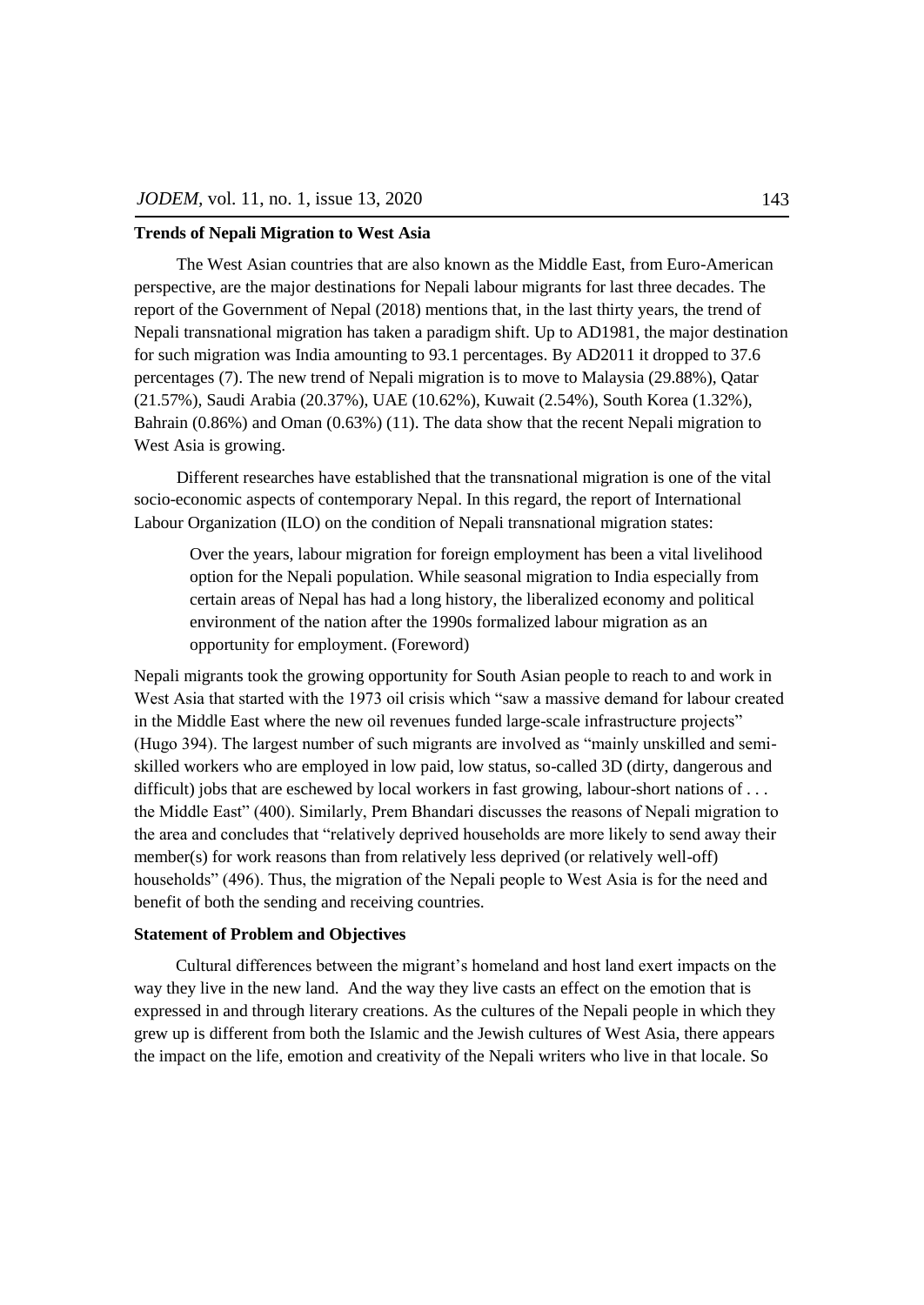**Trends of Nepali Migration to West Asia**

The West Asian countries that are also known as the Middle East, from Euro-American perspective, are the major destinations for Nepali labour migrants for last three decades. The report of the Government of Nepal (2018) mentions that, in the last thirty years, the trend of Nepali transnational migration has taken a paradigm shift. Up to AD1981, the major destination for such migration was India amounting to 93.1 percentages. By AD2011 it dropped to 37.6 percentages (7). The new trend of Nepali migration is to move to Malaysia (29.88%), Qatar (21.57%), Saudi Arabia (20.37%), UAE (10.62%), Kuwait (2.54%), South Korea (1.32%), Bahrain (0.86%) and Oman (0.63%) (11). The data show that the recent Nepali migration to West Asia is growing.

Different researches have established that the transnational migration is one of the vital socio-economic aspects of contemporary Nepal. In this regard, the report of International Labour Organization (ILO) on the condition of Nepali transnational migration states:

> Over the years, labour migration for foreign employment has been a vital livelihood option for the Nepali population. While seasonal migration to India especially from certain areas of Nepal has had a long history, the liberalized economy and political environment of the nation after the 1990s formalized labour migration as an opportunity for employment. (Foreword)

Nepali migrants took the growing opportunity for South Asian people to reach to and work in West Asia that started with the 1973 oil crisis which "saw a massive demand for labour created in the Middle East where the new oil revenues funded large-scale infrastructure projects" (Hugo 394). The largest number of such migrants are involved as "mainly unskilled and semi-skilled workers who are employed in low paid, low status, so-called 3D (dirty, dangerous and difficult) jobs that are eschewed by local workers in fast growing, labour-short nations of . . . the Middle East" (400). Similarly, Prem Bhandari discusses the reasons of Nepali migration to the area and concludes that "relatively deprived households are more likely to send away their member(s) for work reasons than from relatively less deprived (or relatively well-off) households" (496). Thus, the migration of the Nepali people to West Asia is for the need and benefit of both the sending and receiving countries.

**Statement of Problem and Objectives**

Cultural differences between the migrant's homeland and host land exert impacts on the way they live in the new land. And the way they live casts an effect on the emotion that is expressed in and through literary creations. As the cultures of the Nepali people in which they grew up is different from both the Islamic and the Jewish cultures of West Asia, there appears the impact on the life, emotion and creativity of the Nepali writers who live in that locale. So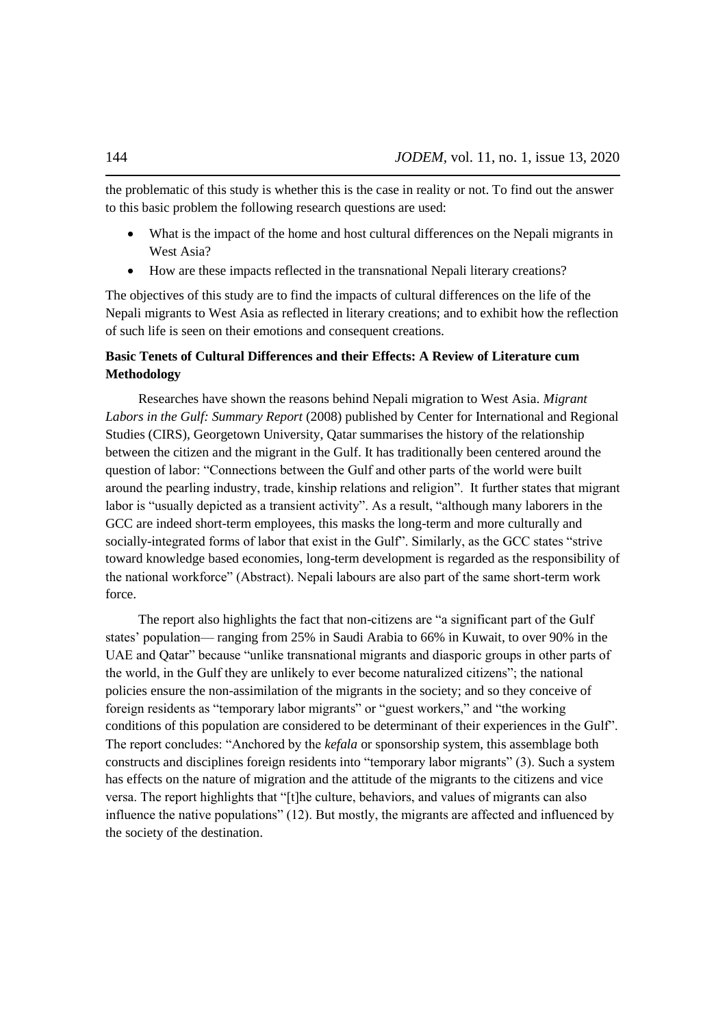the problematic of this study is whether this is the case in reality or not. To find out the answer to this basic problem the following research questions are used:

- What is the impact of the home and host cultural differences on the Nepali migrants in West Asia?
- How are these impacts reflected in the transnational Nepali literary creations?

The objectives of this study are to find the impacts of cultural differences on the life of the Nepali migrants to West Asia as reflected in literary creations; and to exhibit how the reflection of such life is seen on their emotions and consequent creations.

**Basic Tenets of Cultural Differences and their Effects: A Review of Literature cum Methodology**

Researches have shown the reasons behind Nepali migration to West Asia. *Migrant Labors in the Gulf: Summary Report* (2008) published by Center for International and Regional Studies (CIRS), Georgetown University, Qatar summarises the history of the relationship between the citizen and the migrant in the Gulf. It has traditionally been centered around the question of labor: "Connections between the Gulf and other parts of the world were built around the pearling industry, trade, kinship relations and religion". It further states that migrant labor is "usually depicted as a transient activity". As a result, "although many laborers in the GCC are indeed short-term employees, this masks the long-term and more culturally and socially-integrated forms of labor that exist in the Gulf". Similarly, as the GCC states "strive toward knowledge based economies, long-term development is regarded as the responsibility of the national workforce" (Abstract). Nepali labours are also part of the same short-term work force.

The report also highlights the fact that non-citizens are "a significant part of the Gulf states' population— ranging from 25% in Saudi Arabia to 66% in Kuwait, to over 90% in the UAE and Qatar" because "unlike transnational migrants and diasporic groups in other parts of the world, in the Gulf they are unlikely to ever become naturalized citizens"; the national policies ensure the non-assimilation of the migrants in the society; and so they conceive of foreign residents as "temporary labor migrants" or "guest workers," and "the working conditions of this population are considered to be determinant of their experiences in the Gulf". The report concludes: "Anchored by the *kefala* or sponsorship system, this assemblage both constructs and disciplines foreign residents into "temporary labor migrants" (3). Such a system has effects on the nature of migration and the attitude of the migrants to the citizens and vice versa. The report highlights that "[t]he culture, behaviors, and values of migrants can also influence the native populations" (12). But mostly, the migrants are affected and influenced by the society of the destination.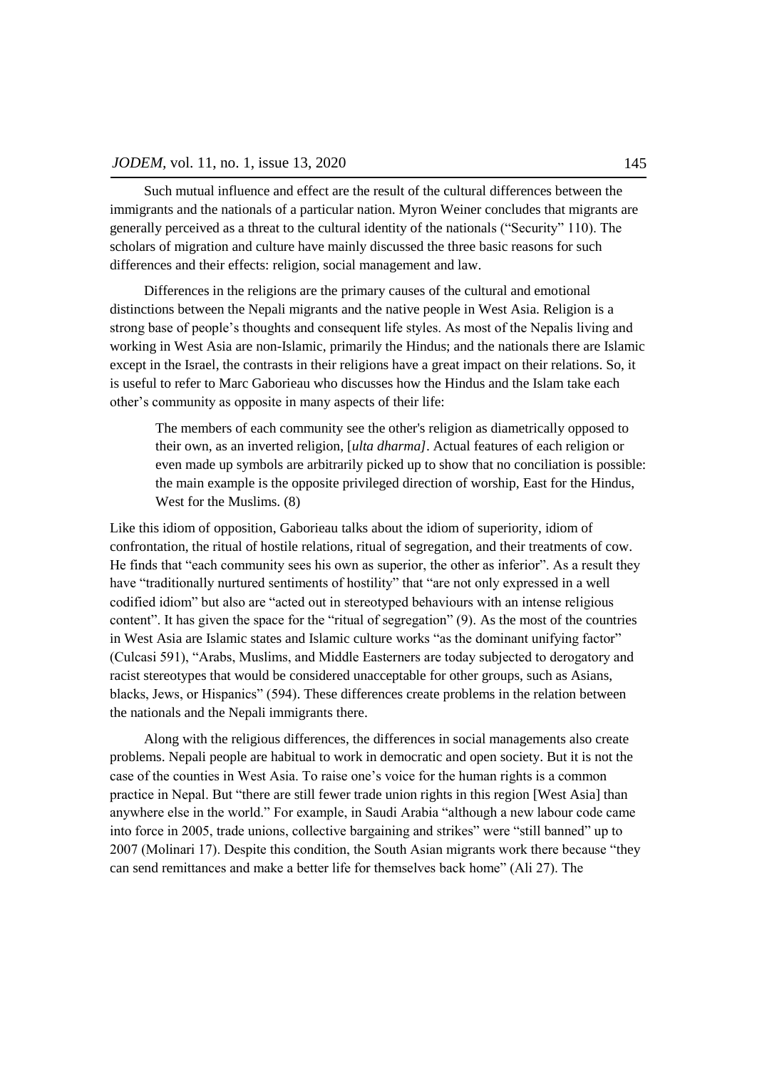Such mutual influence and effect are the result of the cultural differences between the immigrants and the nationals of a particular nation. Myron Weiner concludes that migrants are generally perceived as a threat to the cultural identity of the nationals ("Security" 110). The scholars of migration and culture have mainly discussed the three basic reasons for such differences and their effects: religion, social management and law.

Differences in the religions are the primary causes of the cultural and emotional distinctions between the Nepali migrants and the native people in West Asia. Religion is a strong base of people's thoughts and consequent life styles. As most of the Nepalis living and working in West Asia are non-Islamic, primarily the Hindus; and the nationals there are Islamic except in the Israel, the contrasts in their religions have a great impact on their relations. So, it is useful to refer to Marc Gaborieau who discusses how the Hindus and the Islam take each other's community as opposite in many aspects of their life:

> The members of each community see the other's religion as diametrically opposed to their own, as an inverted religion, [*ulta dharma]*. Actual features of each religion or even made up symbols are arbitrarily picked up to show that no conciliation is possible: the main example is the opposite privileged direction of worship, East for the Hindus, West for the Muslims. (8)

Like this idiom of opposition, Gaborieau talks about the idiom of superiority, idiom of confrontation, the ritual of hostile relations, ritual of segregation, and their treatments of cow. He finds that "each community sees his own as superior, the other as inferior". As a result they have "traditionally nurtured sentiments of hostility" that "are not only expressed in a well codified idiom" but also are "acted out in stereotyped behaviours with an intense religious content". It has given the space for the "ritual of segregation" (9). As the most of the countries in West Asia are Islamic states and Islamic culture works "as the dominant unifying factor" (Culcasi 591), "Arabs, Muslims, and Middle Easterners are today subjected to derogatory and racist stereotypes that would be considered unacceptable for other groups, such as Asians, blacks, Jews, or Hispanics" (594). These differences create problems in the relation between the nationals and the Nepali immigrants there.

Along with the religious differences, the differences in social managements also create problems. Nepali people are habitual to work in democratic and open society. But it is not the case of the counties in West Asia. To raise one's voice for the human rights is a common practice in Nepal. But "there are still fewer trade union rights in this region [West Asia] than anywhere else in the world." For example, in Saudi Arabia "although a new labour code came into force in 2005, trade unions, collective bargaining and strikes" were "still banned" up to 2007 (Molinari 17). Despite this condition, the South Asian migrants work there because "they can send remittances and make a better life for themselves back home" (Ali 27). The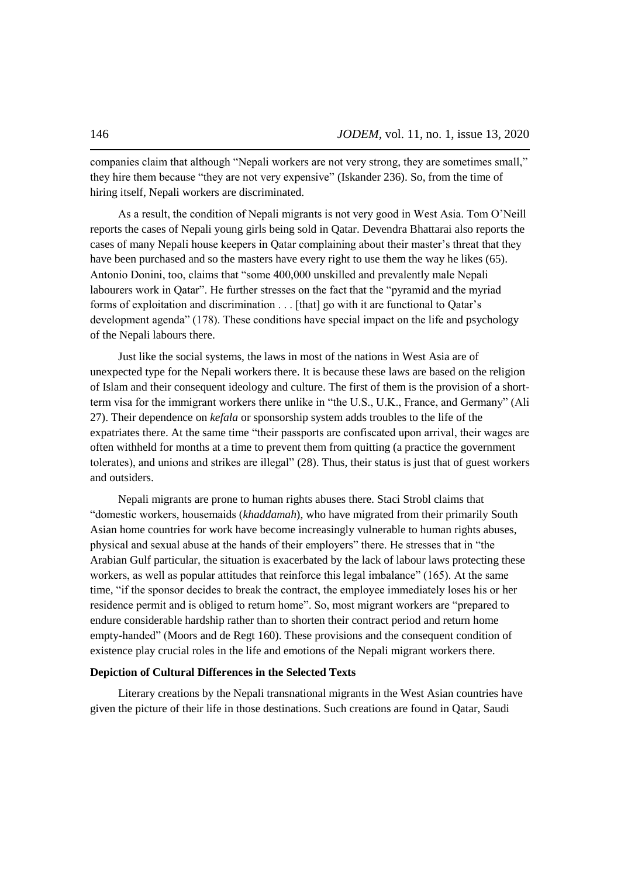companies claim that although "Nepali workers are not very strong, they are sometimes small," they hire them because "they are not very expensive" (Iskander 236). So, from the time of hiring itself, Nepali workers are discriminated.

As a result, the condition of Nepali migrants is not very good in West Asia. Tom O'Neill reports the cases of Nepali young girls being sold in Qatar. Devendra Bhattarai also reports the cases of many Nepali house keepers in Qatar complaining about their master's threat that they have been purchased and so the masters have every right to use them the way he likes (65). Antonio Donini, too, claims that "some 400,000 unskilled and prevalently male Nepali labourers work in Qatar". He further stresses on the fact that the "pyramid and the myriad forms of exploitation and discrimination . . . [that] go with it are functional to Qatar's development agenda" (178). These conditions have special impact on the life and psychology of the Nepali labours there.

Just like the social systems, the laws in most of the nations in West Asia are of unexpected type for the Nepali workers there. It is because these laws are based on the religion of Islam and their consequent ideology and culture. The first of them is the provision of a short-term visa for the immigrant workers there unlike in "the U.S., U.K., France, and Germany" (Ali 27). Their dependence on *kefala* or sponsorship system adds troubles to the life of the expatriates there. At the same time "their passports are confiscated upon arrival, their wages are often withheld for months at a time to prevent them from quitting (a practice the government tolerates), and unions and strikes are illegal" (28). Thus, their status is just that of guest workers and outsiders.

Nepali migrants are prone to human rights abuses there. Staci Strobl claims that "domestic workers, housemaids (*khaddamah*), who have migrated from their primarily South Asian home countries for work have become increasingly vulnerable to human rights abuses, physical and sexual abuse at the hands of their employers" there. He stresses that in "the Arabian Gulf particular, the situation is exacerbated by the lack of labour laws protecting these workers, as well as popular attitudes that reinforce this legal imbalance" (165). At the same time, "if the sponsor decides to break the contract, the employee immediately loses his or her residence permit and is obliged to return home". So, most migrant workers are "prepared to endure considerable hardship rather than to shorten their contract period and return home empty-handed" (Moors and de Regt 160). These provisions and the consequent condition of existence play crucial roles in the life and emotions of the Nepali migrant workers there.

**Depiction of Cultural Differences in the Selected Texts**

Literary creations by the Nepali transnational migrants in the West Asian countries have given the picture of their life in those destinations. Such creations are found in Qatar, Saudi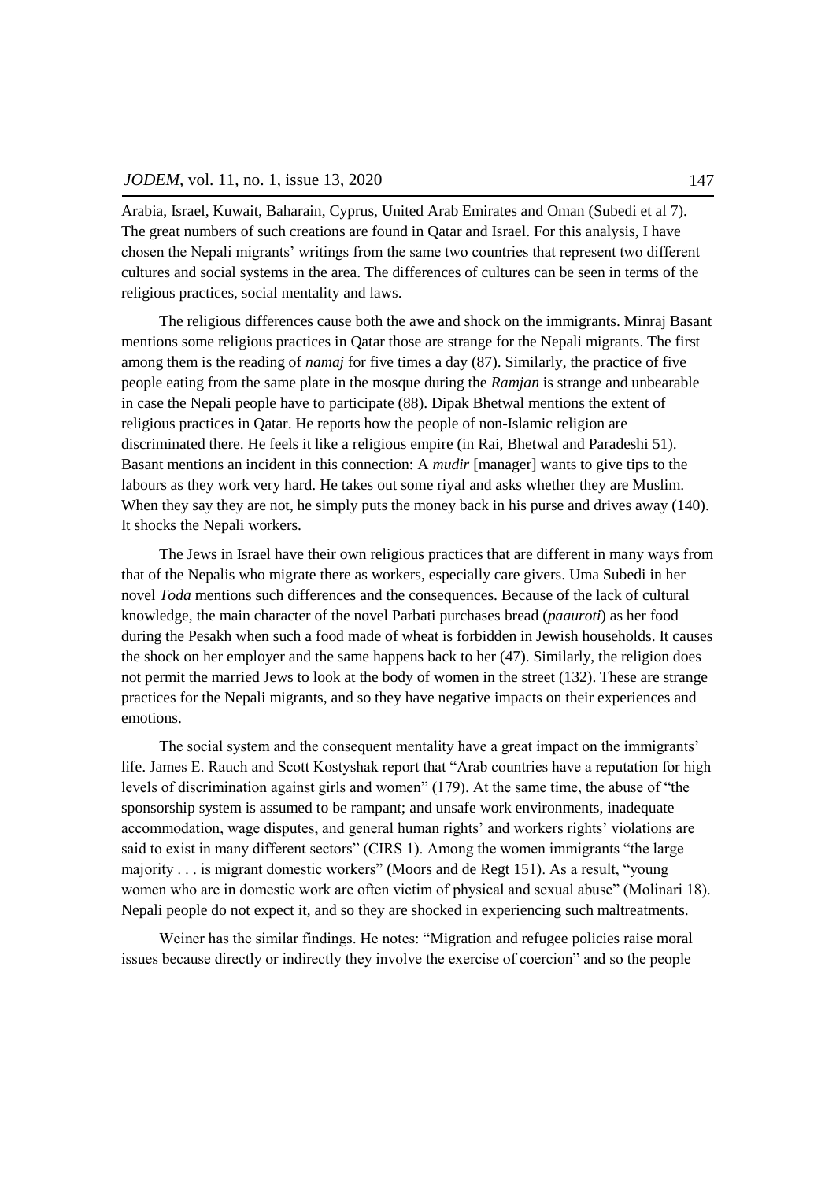Arabia, Israel, Kuwait, Baharain, Cyprus, United Arab Emirates and Oman (Subedi et al 7). The great numbers of such creations are found in Qatar and Israel. For this analysis, I have chosen the Nepali migrants' writings from the same two countries that represent two different cultures and social systems in the area. The differences of cultures can be seen in terms of the religious practices, social mentality and laws.

The religious differences cause both the awe and shock on the immigrants. Minraj Basant mentions some religious practices in Qatar those are strange for the Nepali migrants. The first among them is the reading of *namaj* for five times a day (87). Similarly, the practice of five people eating from the same plate in the mosque during the *Ramjan* is strange and unbearable in case the Nepali people have to participate (88). Dipak Bhetwal mentions the extent of religious practices in Qatar. He reports how the people of non-Islamic religion are discriminated there. He feels it like a religious empire (in Rai, Bhetwal and Paradeshi 51). Basant mentions an incident in this connection: A *mudir* [manager] wants to give tips to the labours as they work very hard. He takes out some riyal and asks whether they are Muslim. When they say they are not, he simply puts the money back in his purse and drives away (140). It shocks the Nepali workers.

The Jews in Israel have their own religious practices that are different in many ways from that of the Nepalis who migrate there as workers, especially care givers. Uma Subedi in her novel *Toda* mentions such differences and the consequences. Because of the lack of cultural knowledge, the main character of the novel Parbati purchases bread (*paauroti*) as her food during the Pesakh when such a food made of wheat is forbidden in Jewish households. It causes the shock on her employer and the same happens back to her (47). Similarly, the religion does not permit the married Jews to look at the body of women in the street (132). These are strange practices for the Nepali migrants, and so they have negative impacts on their experiences and emotions.

The social system and the consequent mentality have a great impact on the immigrants' life. James E. Rauch and Scott Kostyshak report that "Arab countries have a reputation for high levels of discrimination against girls and women" (179). At the same time, the abuse of "the sponsorship system is assumed to be rampant; and unsafe work environments, inadequate accommodation, wage disputes, and general human rights' and workers rights' violations are said to exist in many different sectors" (CIRS 1). Among the women immigrants "the large majority . . . is migrant domestic workers" (Moors and de Regt 151). As a result, "young women who are in domestic work are often victim of physical and sexual abuse" (Molinari 18). Nepali people do not expect it, and so they are shocked in experiencing such maltreatments.

Weiner has the similar findings. He notes: "Migration and refugee policies raise moral issues because directly or indirectly they involve the exercise of coercion" and so the people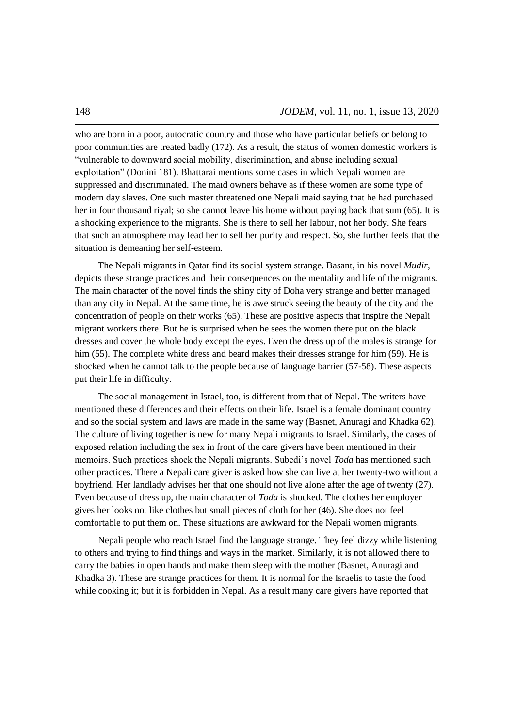who are born in a poor, autocratic country and those who have particular beliefs or belong to poor communities are treated badly (172). As a result, the status of women domestic workers is "vulnerable to downward social mobility, discrimination, and abuse including sexual exploitation" (Donini 181). Bhattarai mentions some cases in which Nepali women are suppressed and discriminated. The maid owners behave as if these women are some type of modern day slaves. One such master threatened one Nepali maid saying that he had purchased her in four thousand riyal; so she cannot leave his home without paying back that sum (65). It is a shocking experience to the migrants. She is there to sell her labour, not her body. She fears that such an atmosphere may lead her to sell her purity and respect. So, she further feels that the situation is demeaning her self-esteem.

The Nepali migrants in Qatar find its social system strange. Basant, in his novel *Mudir*, depicts these strange practices and their consequences on the mentality and life of the migrants. The main character of the novel finds the shiny city of Doha very strange and better managed than any city in Nepal. At the same time, he is awe struck seeing the beauty of the city and the concentration of people on their works (65). These are positive aspects that inspire the Nepali migrant workers there. But he is surprised when he sees the women there put on the black dresses and cover the whole body except the eyes. Even the dress up of the males is strange for him (55). The complete white dress and beard makes their dresses strange for him (59). He is shocked when he cannot talk to the people because of language barrier (57-58). These aspects put their life in difficulty.

The social management in Israel, too, is different from that of Nepal. The writers have mentioned these differences and their effects on their life. Israel is a female dominant country and so the social system and laws are made in the same way (Basnet, Anuragi and Khadka 62). The culture of living together is new for many Nepali migrants to Israel. Similarly, the cases of exposed relation including the sex in front of the care givers have been mentioned in their memoirs. Such practices shock the Nepali migrants. Subedi's novel *Toda* has mentioned such other practices. There a Nepali care giver is asked how she can live at her twenty-two without a boyfriend. Her landlady advises her that one should not live alone after the age of twenty (27). Even because of dress up, the main character of *Toda* is shocked. The clothes her employer gives her looks not like clothes but small pieces of cloth for her (46). She does not feel comfortable to put them on. These situations are awkward for the Nepali women migrants.

Nepali people who reach Israel find the language strange. They feel dizzy while listening to others and trying to find things and ways in the market. Similarly, it is not allowed there to carry the babies in open hands and make them sleep with the mother (Basnet, Anuragi and Khadka 3). These are strange practices for them. It is normal for the Israelis to taste the food while cooking it; but it is forbidden in Nepal. As a result many care givers have reported that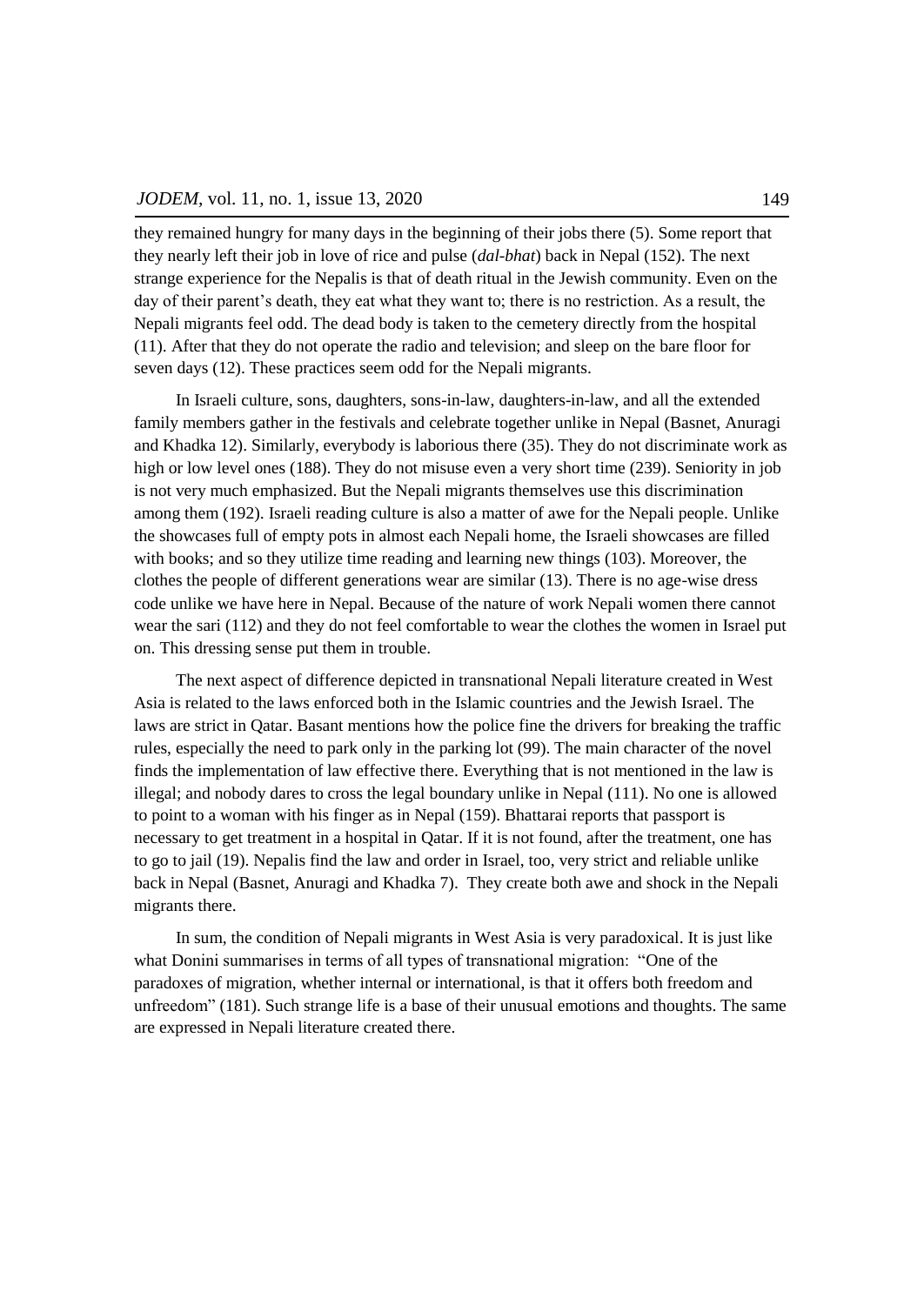they remained hungry for many days in the beginning of their jobs there (5). Some report that they nearly left their job in love of rice and pulse (*dal-bhat*) back in Nepal (152). The next strange experience for the Nepalis is that of death ritual in the Jewish community. Even on the day of their parent's death, they eat what they want to; there is no restriction. As a result, the Nepali migrants feel odd. The dead body is taken to the cemetery directly from the hospital (11). After that they do not operate the radio and television; and sleep on the bare floor for seven days (12). These practices seem odd for the Nepali migrants.

In Israeli culture, sons, daughters, sons-in-law, daughters-in-law, and all the extended family members gather in the festivals and celebrate together unlike in Nepal (Basnet, Anuragi and Khadka 12). Similarly, everybody is laborious there (35). They do not discriminate work as high or low level ones (188). They do not misuse even a very short time (239). Seniority in job is not very much emphasized. But the Nepali migrants themselves use this discrimination among them (192). Israeli reading culture is also a matter of awe for the Nepali people. Unlike the showcases full of empty pots in almost each Nepali home, the Israeli showcases are filled with books; and so they utilize time reading and learning new things (103). Moreover, the clothes the people of different generations wear are similar (13). There is no age-wise dress code unlike we have here in Nepal. Because of the nature of work Nepali women there cannot wear the sari (112) and they do not feel comfortable to wear the clothes the women in Israel put on. This dressing sense put them in trouble.

The next aspect of difference depicted in transnational Nepali literature created in West Asia is related to the laws enforced both in the Islamic countries and the Jewish Israel. The laws are strict in Qatar. Basant mentions how the police fine the drivers for breaking the traffic rules, especially the need to park only in the parking lot (99). The main character of the novel finds the implementation of law effective there. Everything that is not mentioned in the law is illegal; and nobody dares to cross the legal boundary unlike in Nepal (111). No one is allowed to point to a woman with his finger as in Nepal (159). Bhattarai reports that passport is necessary to get treatment in a hospital in Qatar. If it is not found, after the treatment, one has to go to jail (19). Nepalis find the law and order in Israel, too, very strict and reliable unlike back in Nepal (Basnet, Anuragi and Khadka 7). They create both awe and shock in the Nepali migrants there.

In sum, the condition of Nepali migrants in West Asia is very paradoxical. It is just like what Donini summarises in terms of all types of transnational migration: "One of the paradoxes of migration, whether internal or international, is that it offers both freedom and unfreedom" (181). Such strange life is a base of their unusual emotions and thoughts. The same are expressed in Nepali literature created there.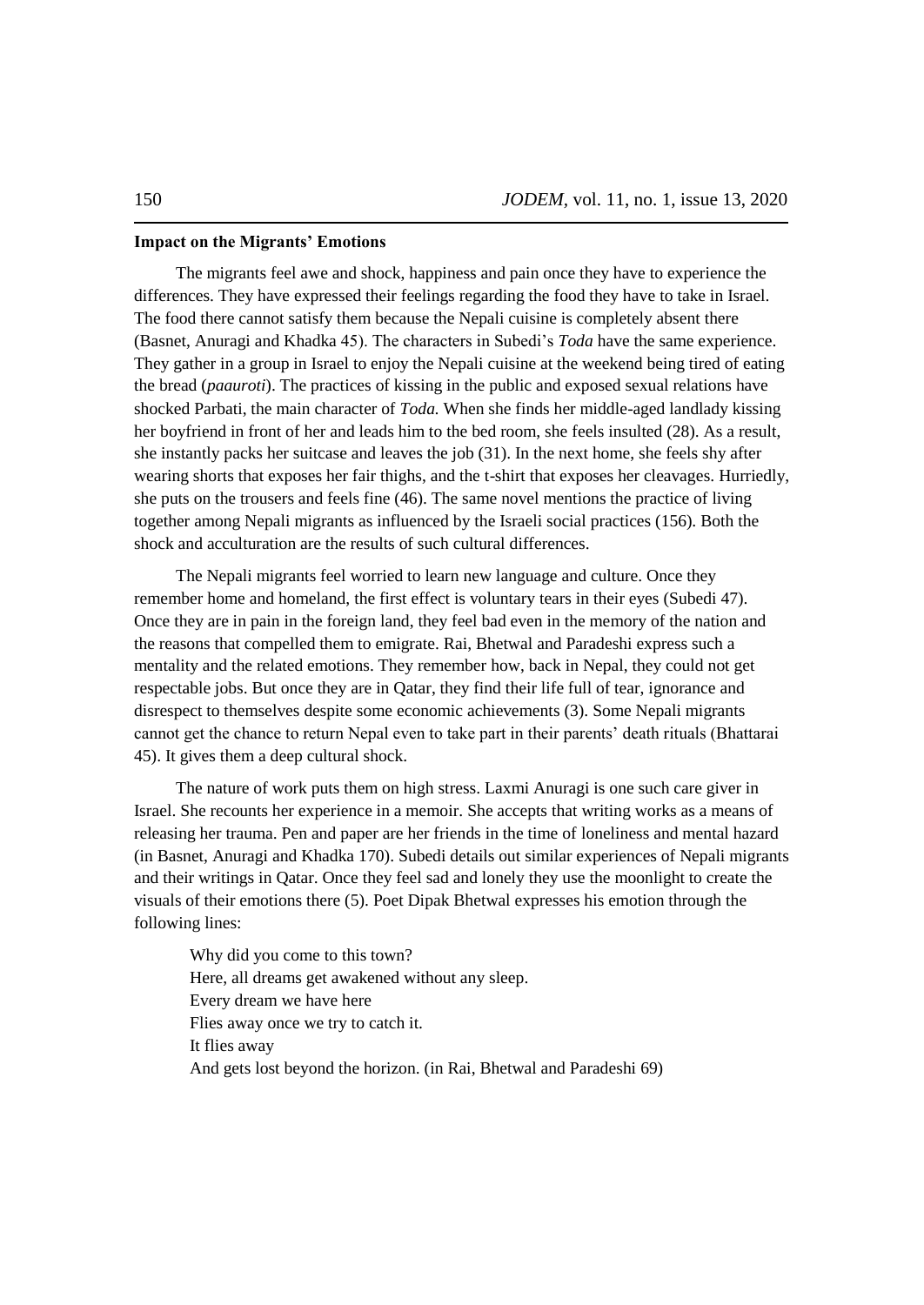**Impact on the Migrants' Emotions**

The migrants feel awe and shock, happiness and pain once they have to experience the differences. They have expressed their feelings regarding the food they have to take in Israel. The food there cannot satisfy them because the Nepali cuisine is completely absent there (Basnet, Anuragi and Khadka 45). The characters in Subedi's *Toda* have the same experience. They gather in a group in Israel to enjoy the Nepali cuisine at the weekend being tired of eating the bread (*paauroti*). The practices of kissing in the public and exposed sexual relations have shocked Parbati, the main character of *Toda.* When she finds her middle-aged landlady kissing her boyfriend in front of her and leads him to the bed room, she feels insulted (28). As a result, she instantly packs her suitcase and leaves the job (31). In the next home, she feels shy after wearing shorts that exposes her fair thighs, and the t-shirt that exposes her cleavages. Hurriedly, she puts on the trousers and feels fine (46). The same novel mentions the practice of living together among Nepali migrants as influenced by the Israeli social practices (156). Both the shock and acculturation are the results of such cultural differences.

The Nepali migrants feel worried to learn new language and culture. Once they remember home and homeland, the first effect is voluntary tears in their eyes (Subedi 47). Once they are in pain in the foreign land, they feel bad even in the memory of the nation and the reasons that compelled them to emigrate. Rai, Bhetwal and Paradeshi express such a mentality and the related emotions. They remember how, back in Nepal, they could not get respectable jobs. But once they are in Qatar, they find their life full of tear, ignorance and disrespect to themselves despite some economic achievements (3). Some Nepali migrants cannot get the chance to return Nepal even to take part in their parents' death rituals (Bhattarai 45). It gives them a deep cultural shock.

The nature of work puts them on high stress. Laxmi Anuragi is one such care giver in Israel. She recounts her experience in a memoir. She accepts that writing works as a means of releasing her trauma. Pen and paper are her friends in the time of loneliness and mental hazard (in Basnet, Anuragi and Khadka 170). Subedi details out similar experiences of Nepali migrants and their writings in Qatar. Once they feel sad and lonely they use the moonlight to create the visuals of their emotions there (5). Poet Dipak Bhetwal expresses his emotion through the following lines:

> Why did you come to this town?
> Here, all dreams get awakened without any sleep.
> Every dream we have here
> Flies away once we try to catch it.
> It flies away
> And gets lost beyond the horizon. (in Rai, Bhetwal and Paradeshi 69)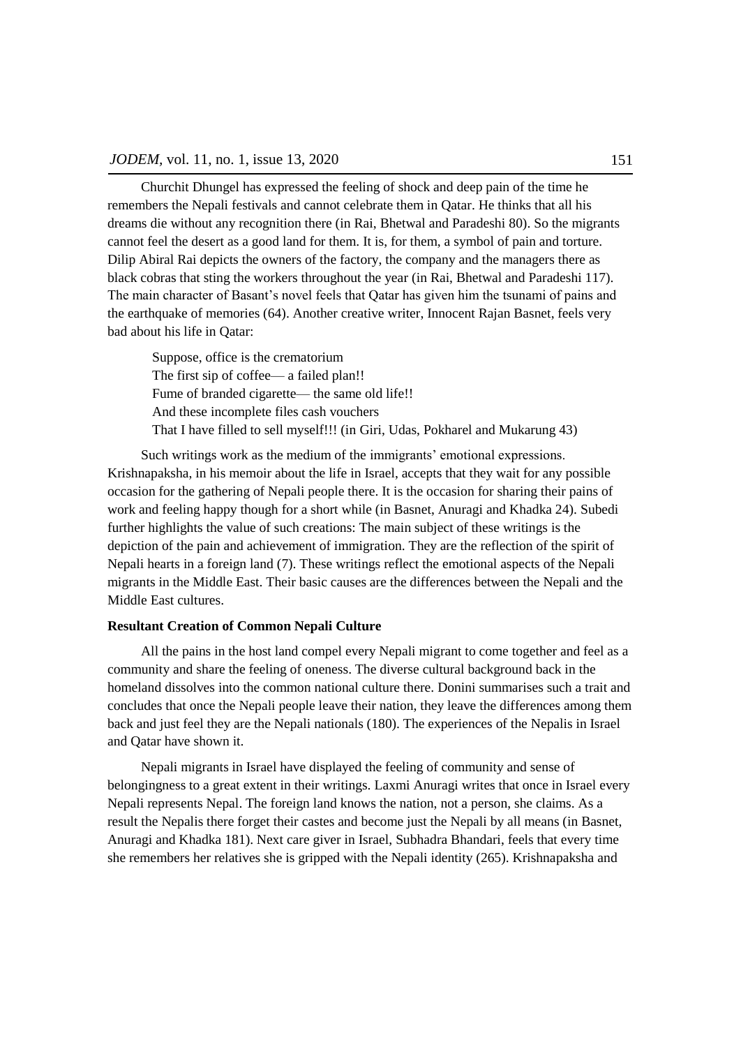Churchit Dhungel has expressed the feeling of shock and deep pain of the time he remembers the Nepali festivals and cannot celebrate them in Qatar. He thinks that all his dreams die without any recognition there (in Rai, Bhetwal and Paradeshi 80). So the migrants cannot feel the desert as a good land for them. It is, for them, a symbol of pain and torture. Dilip Abiral Rai depicts the owners of the factory, the company and the managers there as black cobras that sting the workers throughout the year (in Rai, Bhetwal and Paradeshi 117). The main character of Basant's novel feels that Qatar has given him the tsunami of pains and the earthquake of memories (64). Another creative writer, Innocent Rajan Basnet, feels very bad about his life in Qatar:

> Suppose, office is the crematorium  
> The first sip of coffee— a failed plan!!  
> Fume of branded cigarette— the same old life!!  
> And these incomplete files cash vouchers  
> That I have filled to sell myself!!! (in Giri, Udas, Pokharel and Mukarung 43)

Such writings work as the medium of the immigrants' emotional expressions. Krishnapaksha, in his memoir about the life in Israel, accepts that they wait for any possible occasion for the gathering of Nepali people there. It is the occasion for sharing their pains of work and feeling happy though for a short while (in Basnet, Anuragi and Khadka 24). Subedi further highlights the value of such creations: The main subject of these writings is the depiction of the pain and achievement of immigration. They are the reflection of the spirit of Nepali hearts in a foreign land (7). These writings reflect the emotional aspects of the Nepali migrants in the Middle East. Their basic causes are the differences between the Nepali and the Middle East cultures.

**Resultant Creation of Common Nepali Culture**

All the pains in the host land compel every Nepali migrant to come together and feel as a community and share the feeling of oneness. The diverse cultural background back in the homeland dissolves into the common national culture there. Donini summarises such a trait and concludes that once the Nepali people leave their nation, they leave the differences among them back and just feel they are the Nepali nationals (180). The experiences of the Nepalis in Israel and Qatar have shown it.

Nepali migrants in Israel have displayed the feeling of community and sense of belongingness to a great extent in their writings. Laxmi Anuragi writes that once in Israel every Nepali represents Nepal. The foreign land knows the nation, not a person, she claims. As a result the Nepalis there forget their castes and become just the Nepali by all means (in Basnet, Anuragi and Khadka 181). Next care giver in Israel, Subhadra Bhandari, feels that every time she remembers her relatives she is gripped with the Nepali identity (265). Krishnapaksha and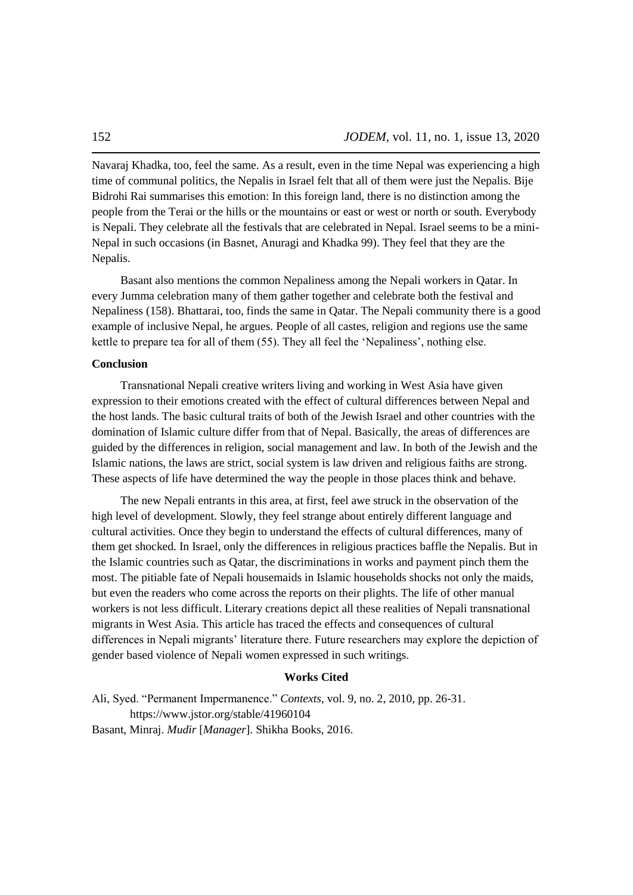Navaraj Khadka, too, feel the same. As a result, even in the time Nepal was experiencing a high time of communal politics, the Nepalis in Israel felt that all of them were just the Nepalis. Bije Bidrohi Rai summarises this emotion: In this foreign land, there is no distinction among the people from the Terai or the hills or the mountains or east or west or north or south. Everybody is Nepali. They celebrate all the festivals that are celebrated in Nepal. Israel seems to be a mini-Nepal in such occasions (in Basnet, Anuragi and Khadka 99). They feel that they are the Nepalis.

Basant also mentions the common Nepaliness among the Nepali workers in Qatar. In every Jumma celebration many of them gather together and celebrate both the festival and Nepaliness (158). Bhattarai, too, finds the same in Qatar. The Nepali community there is a good example of inclusive Nepal, he argues. People of all castes, religion and regions use the same kettle to prepare tea for all of them (55). They all feel the 'Nepaliness', nothing else.

## Conclusion

Transnational Nepali creative writers living and working in West Asia have given expression to their emotions created with the effect of cultural differences between Nepal and the host lands. The basic cultural traits of both of the Jewish Israel and other countries with the domination of Islamic culture differ from that of Nepal. Basically, the areas of differences are guided by the differences in religion, social management and law. In both of the Jewish and the Islamic nations, the laws are strict, social system is law driven and religious faiths are strong. These aspects of life have determined the way the people in those places think and behave.

The new Nepali entrants in this area, at first, feel awe struck in the observation of the high level of development. Slowly, they feel strange about entirely different language and cultural activities. Once they begin to understand the effects of cultural differences, many of them get shocked. In Israel, only the differences in religious practices baffle the Nepalis. But in the Islamic countries such as Qatar, the discriminations in works and payment pinch them the most. The pitiable fate of Nepali housemaids in Islamic households shocks not only the maids, but even the readers who come across the reports on their plights. The life of other manual workers is not less difficult. Literary creations depict all these realities of Nepali transnational migrants in West Asia. This article has traced the effects and consequences of cultural differences in Nepali migrants' literature there. Future researchers may explore the depiction of gender based violence of Nepali women expressed in such writings.

## Works Cited

Ali, Syed. "Permanent Impermanence." *Contexts*, vol. 9, no. 2, 2010, pp. 26-31. https://www.jstor.org/stable/41960104

Basant, Minraj. *Mudir* [*Manager*]. Shikha Books, 2016.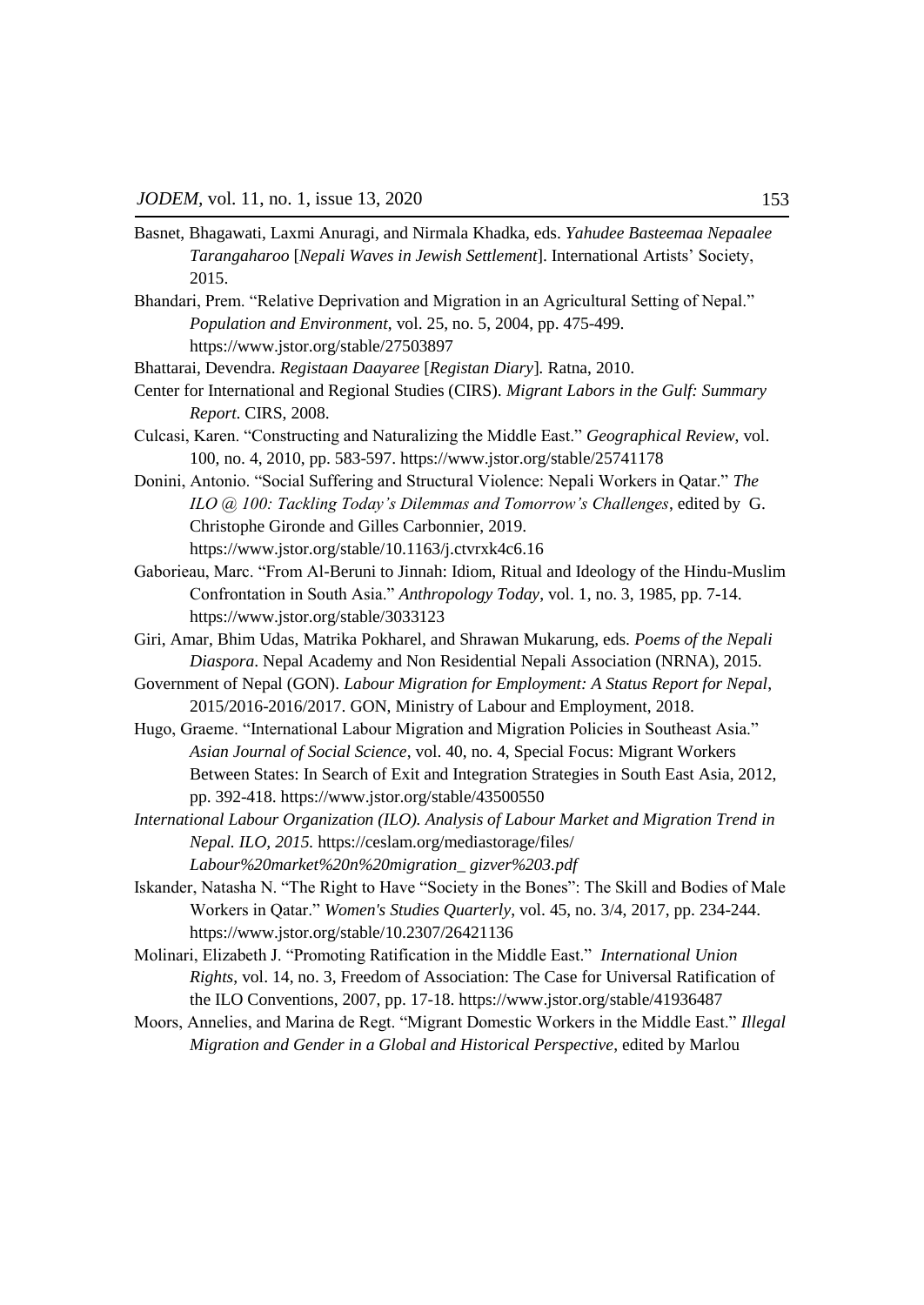Basnet, Bhagawati, Laxmi Anuragi, and Nirmala Khadka, eds. *Yahudee Basteemaa Nepaalee Tarangaharoo* [*Nepali Waves in Jewish Settlement*]. International Artists' Society, 2015.

Bhandari, Prem. "Relative Deprivation and Migration in an Agricultural Setting of Nepal." *Population and Environment*, vol. 25, no. 5, 2004, pp. 475-499. https://www.jstor.org/stable/27503897

Bhattarai, Devendra. *Registaan Daayaree* [*Registan Diary*]. Ratna, 2010.

Center for International and Regional Studies (CIRS). *Migrant Labors in the Gulf: Summary Report*. CIRS, 2008.

Culcasi, Karen. "Constructing and Naturalizing the Middle East." *Geographical Review*, vol. 100, no. 4, 2010, pp. 583-597. https://www.jstor.org/stable/25741178

Donini, Antonio. "Social Suffering and Structural Violence: Nepali Workers in Qatar." *The ILO @ 100: Tackling Today's Dilemmas and Tomorrow's Challenges*, edited by G. Christophe Gironde and Gilles Carbonnier, 2019. https://www.jstor.org/stable/10.1163/j.ctvrxk4c6.16

Gaborieau, Marc. "From Al-Beruni to Jinnah: Idiom, Ritual and Ideology of the Hindu-Muslim Confrontation in South Asia." *Anthropology Today*, vol. 1, no. 3, 1985, pp. 7-14. https://www.jstor.org/stable/3033123

Giri, Amar, Bhim Udas, Matrika Pokharel, and Shrawan Mukarung, eds. *Poems of the Nepali Diaspora*. Nepal Academy and Non Residential Nepali Association (NRNA), 2015.

Government of Nepal (GON). *Labour Migration for Employment: A Status Report for Nepal*, 2015/2016-2016/2017. GON, Ministry of Labour and Employment, 2018.

Hugo, Graeme. "International Labour Migration and Migration Policies in Southeast Asia." *Asian Journal of Social Science*, vol. 40, no. 4, Special Focus: Migrant Workers Between States: In Search of Exit and Integration Strategies in South East Asia, 2012, pp. 392-418. https://www.jstor.org/stable/43500550

*International Labour Organization (ILO). Analysis of Labour Market and Migration Trend in Nepal. ILO, 2015.* https://ceslam.org/mediastorage/files/*Labour%20market%20n%20migration_ gizver%203.pdf*

Iskander, Natasha N. "The Right to Have "Society in the Bones": The Skill and Bodies of Male Workers in Qatar." *Women's Studies Quarterly*, vol. 45, no. 3/4, 2017, pp. 234-244. https://www.jstor.org/stable/10.2307/26421136

Molinari, Elizabeth J. "Promoting Ratification in the Middle East." *International Union Rights*, vol. 14, no. 3, Freedom of Association: The Case for Universal Ratification of the ILO Conventions, 2007, pp. 17-18. https://www.jstor.org/stable/41936487

Moors, Annelies, and Marina de Regt. "Migrant Domestic Workers in the Middle East." *Illegal Migration and Gender in a Global and Historical Perspective*, edited by Marlou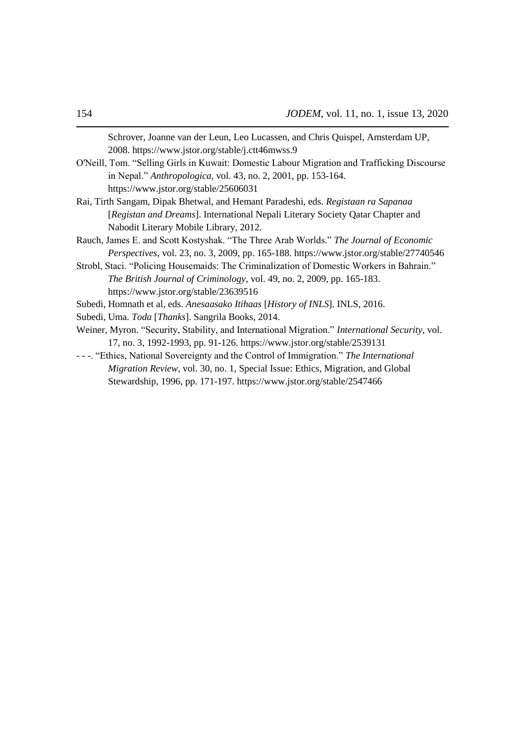Schrover, Joanne van der Leun, Leo Lucassen, and Chris Quispel, Amsterdam UP, 2008. https://www.jstor.org/stable/j.ctt46mwss.9

O'Neill, Tom. "Selling Girls in Kuwait: Domestic Labour Migration and Trafficking Discourse in Nepal." *Anthropologica*, vol. 43, no. 2, 2001, pp. 153-164. https://www.jstor.org/stable/25606031

Rai, Tirth Sangam, Dipak Bhetwal, and Hemant Paradeshi, eds. *Registaan ra Sapanaa* [*Registan and Dreams*]. International Nepali Literary Society Qatar Chapter and Nabodit Literary Mobile Library, 2012.

Rauch, James E. and Scott Kostyshak. "The Three Arab Worlds." *The Journal of Economic Perspectives*, vol. 23, no. 3, 2009, pp. 165-188. https://www.jstor.org/stable/27740546

Strobl, Staci. "Policing Housemaids: The Criminalization of Domestic Workers in Bahrain." *The British Journal of Criminology*, vol. 49, no. 2, 2009, pp. 165-183. https://www.jstor.org/stable/23639516

Subedi, Homnath et al, eds. *Anesaasako Itihaas* [*History of INLS*]. INLS, 2016.

Subedi, Uma. *Toda* [*Thanks*]. Sangrila Books, 2014.

Weiner, Myron. "Security, Stability, and International Migration." *International Security*, vol. 17, no. 3, 1992-1993, pp. 91-126. https://www.jstor.org/stable/2539131

- - -. "Ethics, National Sovereignty and the Control of Immigration." *The International Migration Review*, vol. 30, no. 1, Special Issue: Ethics, Migration, and Global Stewardship, 1996, pp. 171-197. https://www.jstor.org/stable/2547466